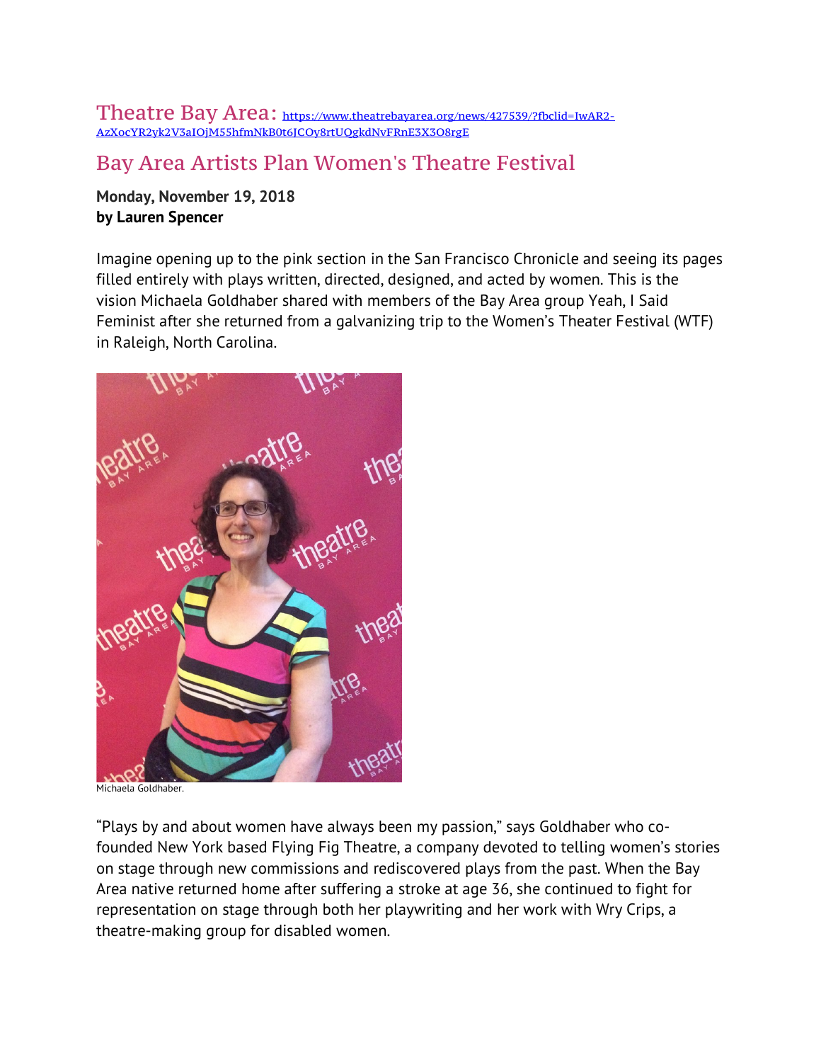Theatre Bay Area: https://www.theatrebayarea.org/news/427539/?fbclid=IwAR2-AzXocYR2yk2V3aIOjM55hfmNkB0t6JCOy8rtUQgkdNvFRnE3X3O8rgE

# Bay Area Artists Plan Women's Theatre Festival

**Monday, November 19, 2018**
**by Lauren Spencer**

Imagine opening up to the pink section in the San Francisco Chronicle and seeing its pages filled entirely with plays written, directed, designed, and acted by women. This is the vision Michaela Goldhaber shared with members of the Bay Area group Yeah, I Said Feminist after she returned from a galvanizing trip to the Women's Theater Festival (WTF) in Raleigh, North Carolina.

Michaela Goldhaber.

"Plays by and about women have always been my passion," says Goldhaber who co-founded New York based Flying Fig Theatre, a company devoted to telling women's stories on stage through new commissions and rediscovered plays from the past. When the Bay Area native returned home after suffering a stroke at age 36, she continued to fight for representation on stage through both her playwriting and her work with Wry Crips, a theatre-making group for disabled women.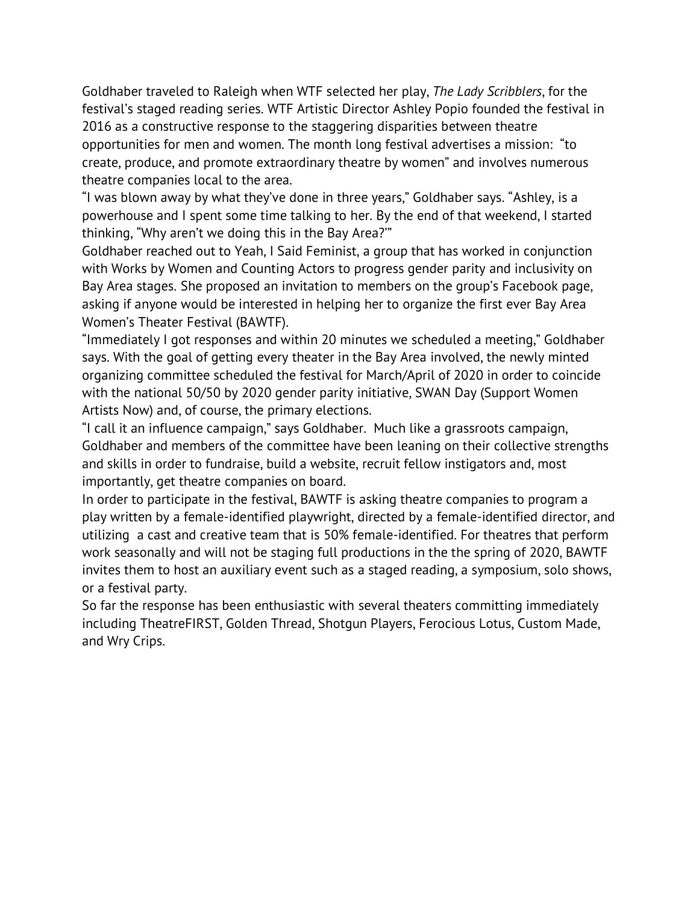Goldhaber traveled to Raleigh when WTF selected her play, *The Lady Scribblers*, for the festival's staged reading series. WTF Artistic Director Ashley Popio founded the festival in 2016 as a constructive response to the staggering disparities between theatre opportunities for men and women. The month long festival advertises a mission: "to create, produce, and promote extraordinary theatre by women" and involves numerous theatre companies local to the area.

"I was blown away by what they've done in three years," Goldhaber says. "Ashley, is a powerhouse and I spent some time talking to her. By the end of that weekend, I started thinking, "Why aren't we doing this in the Bay Area?""

Goldhaber reached out to Yeah, I Said Feminist, a group that has worked in conjunction with Works by Women and Counting Actors to progress gender parity and inclusivity on Bay Area stages. She proposed an invitation to members on the group's Facebook page, asking if anyone would be interested in helping her to organize the first ever Bay Area Women's Theater Festival (BAWTF).

"Immediately I got responses and within 20 minutes we scheduled a meeting," Goldhaber says. With the goal of getting every theater in the Bay Area involved, the newly minted organizing committee scheduled the festival for March/April of 2020 in order to coincide with the national 50/50 by 2020 gender parity initiative, SWAN Day (Support Women Artists Now) and, of course, the primary elections.

"I call it an influence campaign," says Goldhaber. Much like a grassroots campaign, Goldhaber and members of the committee have been leaning on their collective strengths and skills in order to fundraise, build a website, recruit fellow instigators and, most importantly, get theatre companies on board.

In order to participate in the festival, BAWTF is asking theatre companies to program a play written by a female-identified playwright, directed by a female-identified director, and utilizing a cast and creative team that is 50% female-identified. For theatres that perform work seasonally and will not be staging full productions in the the spring of 2020, BAWTF invites them to host an auxiliary event such as a staged reading, a symposium, solo shows, or a festival party.

So far the response has been enthusiastic with several theaters committing immediately including TheatreFIRST, Golden Thread, Shotgun Players, Ferocious Lotus, Custom Made, and Wry Crips.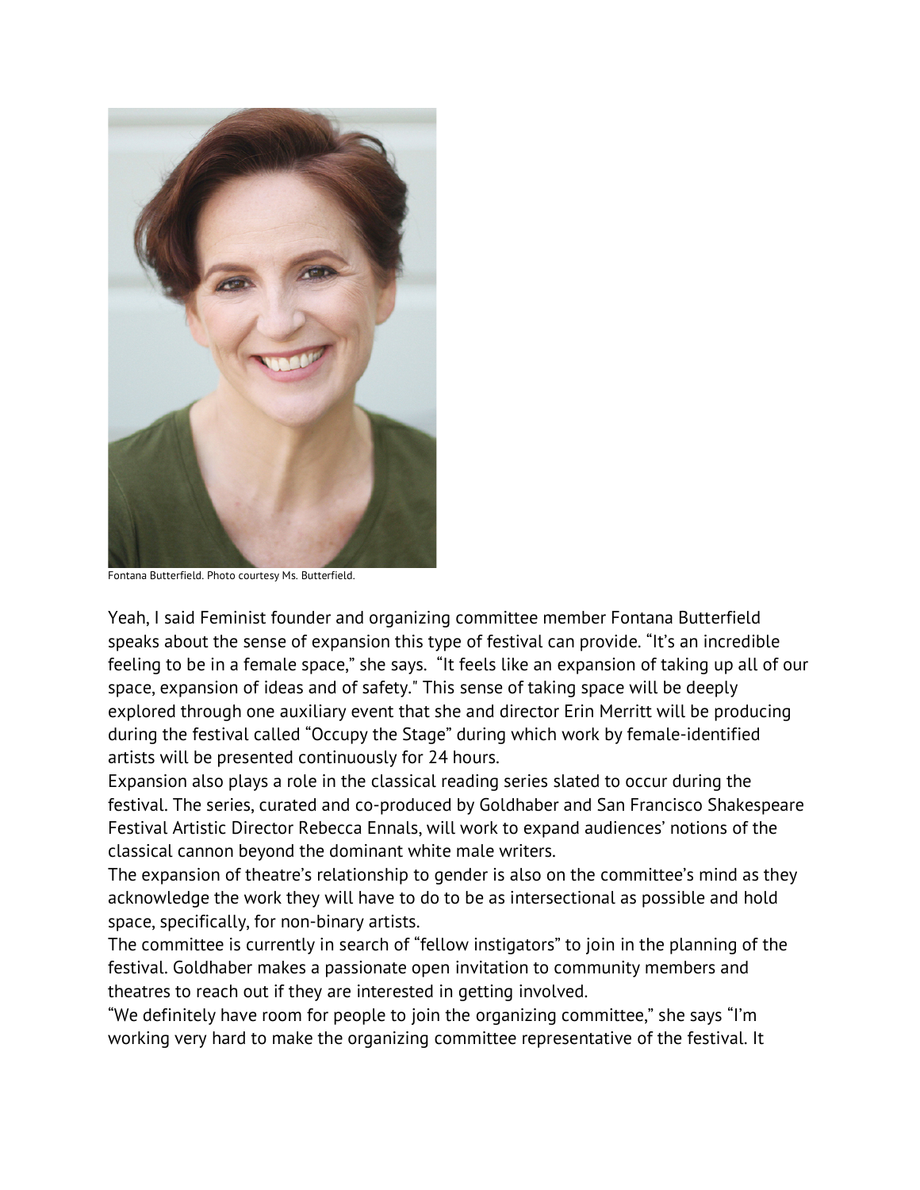Fontana Butterfield. Photo courtesy Ms. Butterfield.

Yeah, I said Feminist founder and organizing committee member Fontana Butterfield speaks about the sense of expansion this type of festival can provide. “It’s an incredible feeling to be in a female space,” she says. “It feels like an expansion of taking up all of our space, expansion of ideas and of safety." This sense of taking space will be deeply explored through one auxiliary event that she and director Erin Merritt will be producing during the festival called “Occupy the Stage” during which work by female-identified artists will be presented continuously for 24 hours.

Expansion also plays a role in the classical reading series slated to occur during the festival. The series, curated and co-produced by Goldhaber and San Francisco Shakespeare Festival Artistic Director Rebecca Ennals, will work to expand audiences’ notions of the classical cannon beyond the dominant white male writers.

The expansion of theatre’s relationship to gender is also on the committee’s mind as they acknowledge the work they will have to do to be as intersectional as possible and hold space, specifically, for non-binary artists.

The committee is currently in search of “fellow instigators” to join in the planning of the festival. Goldhaber makes a passionate open invitation to community members and theatres to reach out if they are interested in getting involved.

“We definitely have room for people to join the organizing committee,” she says “I’m working very hard to make the organizing committee representative of the festival. It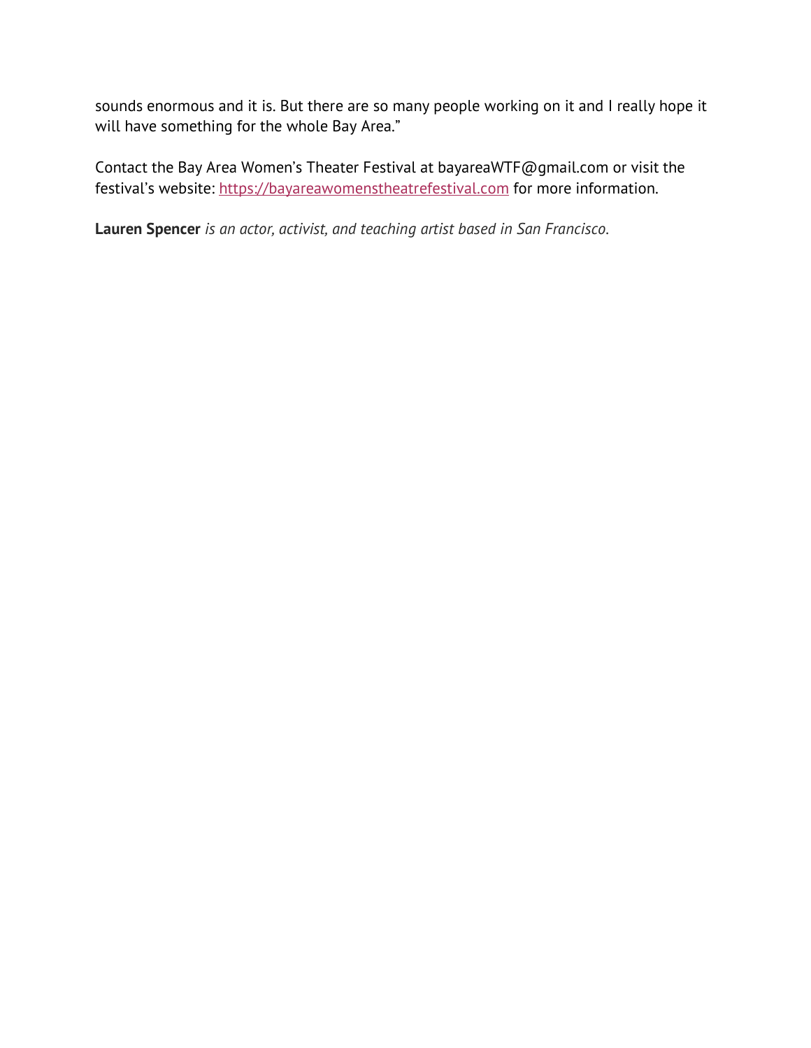sounds enormous and it is. But there are so many people working on it and I really hope it will have something for the whole Bay Area."

Contact the Bay Area Women's Theater Festival at bayareaWTF@gmail.com or visit the festival's website: [https://bayareawomenstheatrefestival.com](https://bayareawomenstheatrefestival.com) for more information.

**Lauren Spencer** *is an actor, activist, and teaching artist based in San Francisco.*